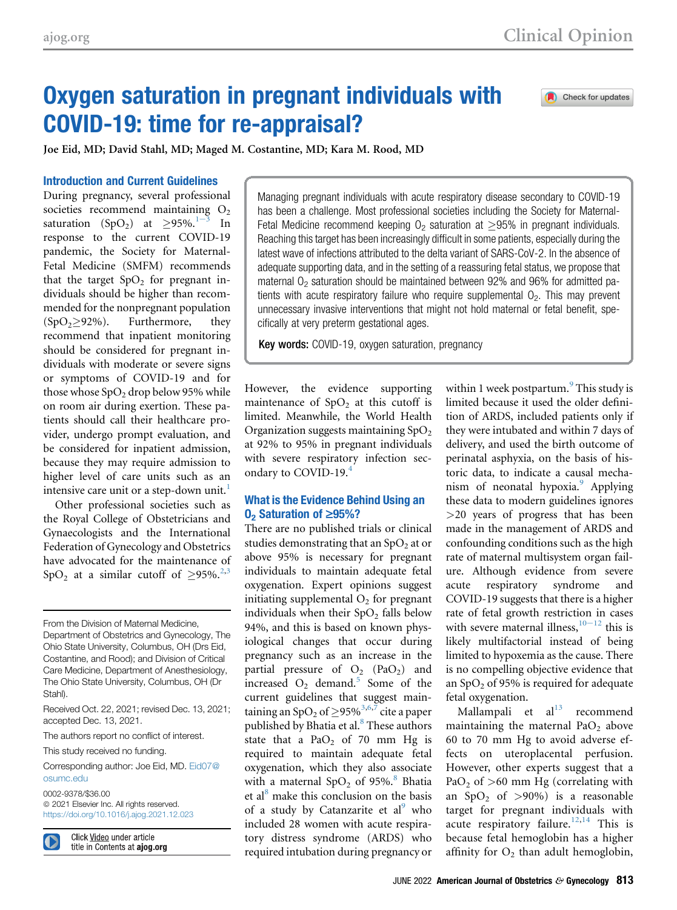# Oxygen saturation in pregnant individuals with COVID-19: time for re-appraisal?

**Joe Eid, MD; David Stahl, MD; Maged M. Costantine, MD; Kara M. Rood, MD**

Managing pregnant individuals with acute respiratory disease secondary to COVID-19 has been a challenge. Most professional societies including the Society for Maternal-Fetal Medicine recommend keeping $O_2$ saturation at ≥95% in pregnant individuals. Reaching this target has been increasingly difficult in some patients, especially during the latest wave of infections attributed to the delta variant of SARS-CoV-2. In the absence of adequate supporting data, and in the setting of a reassuring fetal status, we propose that maternal $O_2$ saturation should be maintained between 92% and 96% for admitted patients with acute respiratory failure who require supplemental $O_2$. This may prevent unnecessary invasive interventions that might not hold maternal or fetal benefit, specifically at very preterm gestational ages.

**Key words:** COVID-19, oxygen saturation, pregnancy

## Introduction and Current Guidelines

During pregnancy, several professional societies recommend maintaining $O_2$ saturation ($SpO_2$) at ≥95%.[1–3] In response to the current COVID-19 pandemic, the Society for Maternal-Fetal Medicine (SMFM) recommends that the target $SpO_2$ for pregnant individuals should be higher than recommended for the nonpregnant population ($SpO_2$≥92%). Furthermore, they recommend that inpatient monitoring should be considered for pregnant individuals with moderate or severe signs or symptoms of COVID-19 and for those whose $SpO_2$ drop below 95% while on room air during exertion. These patients should call their healthcare provider, undergo prompt evaluation, and be considered for inpatient admission, because they may require admission to higher level of care units such as an intensive care unit or a step-down unit.[1]

Other professional societies such as the Royal College of Obstetricians and Gynaecologists and the International Federation of Gynecology and Obstetrics have advocated for the maintenance of $SpO_2$ at a similar cutoff of ≥95%.[2,3] However, the evidence supporting maintenance of $SpO_2$ at this cutoff is limited. Meanwhile, the World Health Organization suggests maintaining $SpO_2$ at 92% to 95% in pregnant individuals with severe respiratory infection secondary to COVID-19.[4]

## What is the Evidence Behind Using an $O_2$ Saturation of ≥95%?

There are no published trials or clinical studies demonstrating that an $SpO_2$ at or above 95% is necessary for pregnant individuals to maintain adequate fetal oxygenation. Expert opinions suggest initiating supplemental $O_2$ for pregnant individuals when their $SpO_2$ falls below 94%, and this is based on known physiological changes that occur during pregnancy such as an increase in the partial pressure of $O_2$ ($PaO_2$) and increased $O_2$ demand.[5] Some of the current guidelines that suggest maintaining an $SpO_2$ of ≥95%[3,6,7] cite a paper published by Bhatia et al.[8] These authors state that a $PaO_2$ of 70 mm Hg is required to maintain adequate fetal oxygenation, which they also associate with a maternal $SpO_2$ of 95%.[8] Bhatia et al[8] make this conclusion on the basis of a study by Catanzarite et al[9] who included 28 women with acute respiratory distress syndrome (ARDS) who required intubation during pregnancy or within 1 week postpartum.[9] This study is limited because it used the older definition of ARDS, included patients only if they were intubated and within 7 days of delivery, and used the birth outcome of perinatal asphyxia, on the basis of historic data, to indicate a causal mechanism of neonatal hypoxia.[9] Applying these data to modern guidelines ignores >20 years of progress that has been made in the management of ARDS and confounding conditions such as the high rate of maternal multisystem organ failure. Although evidence from severe acute respiratory syndrome and COVID-19 suggests that there is a higher rate of fetal growth restriction in cases with severe maternal illness,[10–12] this is likely multifactorial instead of being limited to hypoxemia as the cause. There is no compelling objective evidence that an $SpO_2$ of 95% is required for adequate fetal oxygenation.

Mallampali et al[13] recommend maintaining the maternal $PaO_2$ above 60 to 70 mm Hg to avoid adverse effects on uteroplacental perfusion. However, other experts suggest that a $PaO_2$ of >60 mm Hg (correlating with an $SpO_2$ of >90%) is a reasonable target for pregnant individuals with acute respiratory failure.[12,14] This is because fetal hemoglobin has a higher affinity for $O_2$ than adult hemoglobin,

From the Division of Maternal Medicine, Department of Obstetrics and Gynecology, The Ohio State University, Columbus, OH (Drs Eid, Costantine, and Rood); and Division of Critical Care Medicine, Department of Anesthesiology, The Ohio State University, Columbus, OH (Dr Stahl).

Received Oct. 22, 2021; revised Dec. 13, 2021; accepted Dec. 13, 2021.

The authors report no conflict of interest.

This study received no funding.

Corresponding author: Joe Eid, MD. Eid07@osumc.edu

0002-9378/$36.00
© 2021 Elsevier Inc. All rights reserved.
https://doi.org/10.1016/j.ajog.2021.12.023

Click Video under article title in Contents at **ajog.org**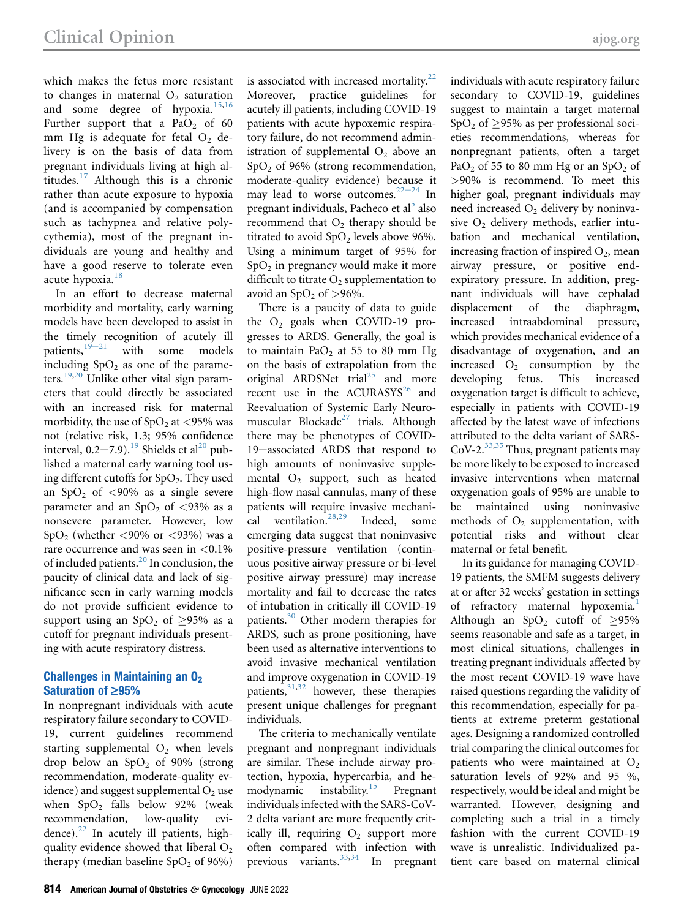which makes the fetus more resistant to changes in maternal $O_2$ saturation and some degree of hypoxia.[15,16] Further support that a $PaO_2$ of 60 mm Hg is adequate for fetal $O_2$ delivery is on the basis of data from pregnant individuals living at high altitudes.[17] Although this is a chronic rather than acute exposure to hypoxia (and is accompanied by compensation such as tachypnea and relative polycythemia), most of the pregnant individuals are young and healthy and have a good reserve to tolerate even acute hypoxia.[18]

In an effort to decrease maternal morbidity and mortality, early warning models have been developed to assist in the timely recognition of acutely ill patients,[19–21] with some models including $SpO_2$ as one of the parameters.[19,20] Unlike other vital sign parameters that could directly be associated with an increased risk for maternal morbidity, the use of $SpO_2$ at <95% was not (relative risk, 1.3; 95% confidence interval, 0.2−7.9).[19] Shields et al[20] published a maternal early warning tool using different cutoffs for $SpO_2$. They used an $SpO_2$ of <90% as a single severe parameter and an $SpO_2$ of <93% as a nonsevere parameter. However, low $SpO_2$ (whether <90% or <93%) was a rare occurrence and was seen in <0.1% of included patients.[20] In conclusion, the paucity of clinical data and lack of significance seen in early warning models do not provide sufficient evidence to support using an $SpO_2$ of ≥95% as a cutoff for pregnant individuals presenting with acute respiratory distress.

## Challenges in Maintaining an $O_2$ Saturation of ≥95%

In nonpregnant individuals with acute respiratory failure secondary to COVID-19, current guidelines recommend starting supplemental $O_2$ when levels drop below an $SpO_2$ of 90% (strong recommendation, moderate-quality evidence) and suggest supplemental $O_2$ use when $SpO_2$ falls below 92% (weak recommendation, low-quality evidence).[22] In acutely ill patients, high-quality evidence showed that liberal $O_2$ therapy (median baseline $SpO_2$ of 96%) is associated with increased mortality.[22] Moreover, practice guidelines for acutely ill patients, including COVID-19 patients with acute hypoxemic respiratory failure, do not recommend administration of supplemental $O_2$ above an $SpO_2$ of 96% (strong recommendation, moderate-quality evidence) because it may lead to worse outcomes.[22–24] In pregnant individuals, Pacheco et al[5] also recommend that $O_2$ therapy should be titrated to avoid $SpO_2$ levels above 96%. Using a minimum target of 95% for $SpO_2$ in pregnancy would make it more difficult to titrate $O_2$ supplementation to avoid an $SpO_2$ of >96%.

There is a paucity of data to guide the $O_2$ goals when COVID-19 progresses to ARDS. Generally, the goal is to maintain $PaO_2$ at 55 to 80 mm Hg on the basis of extrapolation from the original ARDSNet trial[25] and more recent use in the ACURASYS[26] and Reevaluation of Systemic Early Neuromuscular Blockade[27] trials. Although there may be phenotypes of COVID-19−associated ARDS that respond to high amounts of noninvasive supplemental $O_2$ support, such as heated high-flow nasal cannulas, many of these patients will require invasive mechanical ventilation.[28,29] Indeed, some emerging data suggest that noninvasive positive-pressure ventilation (continuous positive airway pressure or bi-level positive airway pressure) may increase mortality and fail to decrease the rates of intubation in critically ill COVID-19 patients.[30] Other modern therapies for ARDS, such as prone positioning, have been used as alternative interventions to avoid invasive mechanical ventilation and improve oxygenation in COVID-19 patients,[31,32] however, these therapies present unique challenges for pregnant individuals.

The criteria to mechanically ventilate pregnant and nonpregnant individuals are similar. These include airway protection, hypoxia, hypercarbia, and hemodynamic instability.[15] Pregnant individuals infected with the SARS-CoV-2 delta variant are more frequently critically ill, requiring $O_2$ support more often compared with infection with previous variants.[33,34] In pregnant individuals with acute respiratory failure secondary to COVID-19, guidelines suggest to maintain a target maternal $SpO_2$ of ≥95% as per professional societies recommendations, whereas for nonpregnant patients, often a target $PaO_2$ of 55 to 80 mm Hg or an $SpO_2$ of >90% is recommend. To meet this higher goal, pregnant individuals may need increased $O_2$ delivery by noninvasive $O_2$ delivery methods, earlier intubation and mechanical ventilation, increasing fraction of inspired $O_2$, mean airway pressure, or positive end-expiratory pressure. In addition, pregnant individuals will have cephalad displacement of the diaphragm, increased intraabdominal pressure, which provides mechanical evidence of a disadvantage of oxygenation, and an increased $O_2$ consumption by the developing fetus. This increased oxygenation target is difficult to achieve, especially in patients with COVID-19 affected by the latest wave of infections attributed to the delta variant of SARS-CoV-2.[33,35] Thus, pregnant patients may be more likely to be exposed to increased invasive interventions when maternal oxygenation goals of 95% are unable to be maintained using noninvasive methods of $O_2$ supplementation, with potential risks and without clear maternal or fetal benefit.

In its guidance for managing COVID-19 patients, the SMFM suggests delivery at or after 32 weeks' gestation in settings of refractory maternal hypoxemia.[1] Although an $SpO_2$ cutoff of ≥95% seems reasonable and safe as a target, in most clinical situations, challenges in treating pregnant individuals affected by the most recent COVID-19 wave have raised questions regarding the validity of this recommendation, especially for patients at extreme preterm gestational ages. Designing a randomized controlled trial comparing the clinical outcomes for patients who were maintained at $O_2$ saturation levels of 92% and 95 %, respectively, would be ideal and might be warranted. However, designing and completing such a trial in a timely fashion with the current COVID-19 wave is unrealistic. Individualized patient care based on maternal clinical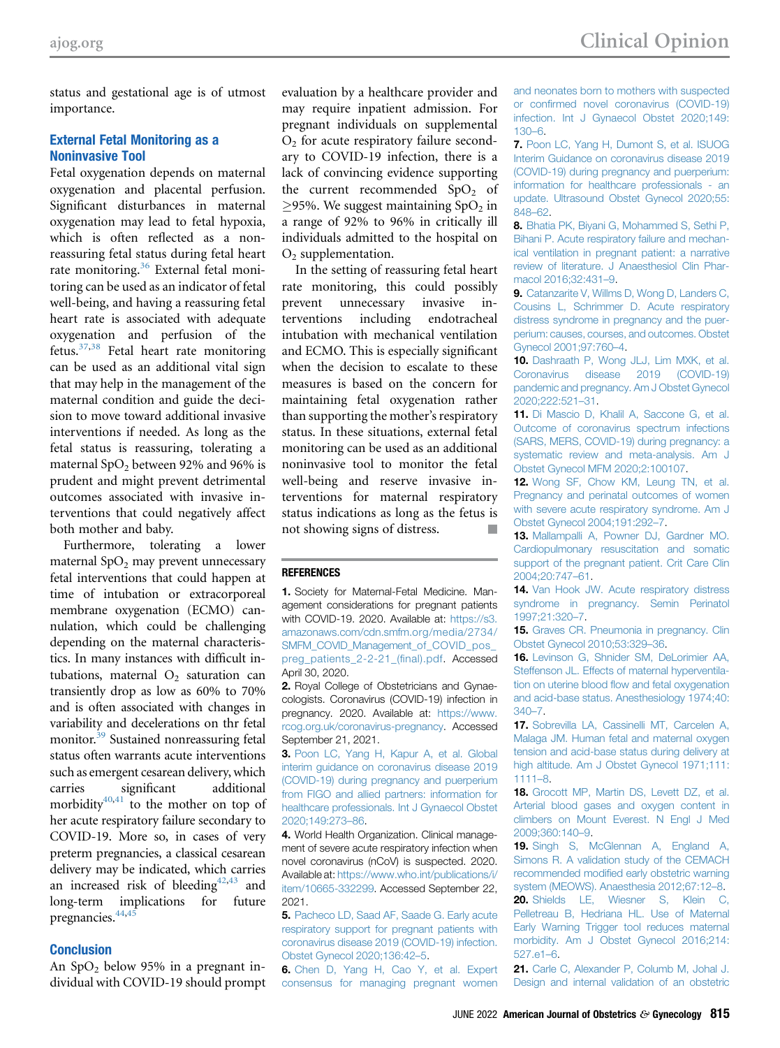status and gestational age is of utmost importance.

## External Fetal Monitoring as a Noninvasive Tool

Fetal oxygenation depends on maternal oxygenation and placental perfusion. Significant disturbances in maternal oxygenation may lead to fetal hypoxia, which is often reflected as a nonreassuring fetal status during fetal heart rate monitoring.[36] External fetal monitoring can be used as an indicator of fetal well-being, and having a reassuring fetal heart rate is associated with adequate oxygenation and perfusion of the fetus.[37,38] Fetal heart rate monitoring can be used as an additional vital sign that may help in the management of the maternal condition and guide the decision to move toward additional invasive interventions if needed. As long as the fetal status is reassuring, tolerating a maternal $SpO_2$ between 92% and 96% is prudent and might prevent detrimental outcomes associated with invasive interventions that could negatively affect both mother and baby.

Furthermore, tolerating a lower maternal $SpO_2$ may prevent unnecessary fetal interventions that could happen at time of intubation or extracorporeal membrane oxygenation (ECMO) cannulation, which could be challenging depending on the maternal characteristics. In many instances with difficult intubations, maternal $O_2$ saturation can transiently drop as low as 60% to 70% and is often associated with changes in variability and decelerations on thr fetal monitor.[39] Sustained nonreassuring fetal status often warrants acute interventions such as emergent cesarean delivery, which carries significant additional morbidity[40,41] to the mother on top of her acute respiratory failure secondary to COVID-19. More so, in cases of very preterm pregnancies, a classical cesarean delivery may be indicated, which carries an increased risk of bleeding[42,43] and long-term implications for future pregnancies.[44,45]

## Conclusion

An $SpO_2$ below 95% in a pregnant individual with COVID-19 should prompt evaluation by a healthcare provider and may require inpatient admission. For pregnant individuals on supplemental $O_2$ for acute respiratory failure secondary to COVID-19 infection, there is a lack of convincing evidence supporting the current recommended $SpO_2$ of $\geq$95%. We suggest maintaining $SpO_2$ in a range of 92% to 96% in critically ill individuals admitted to the hospital on $O_2$ supplementation.

In the setting of reassuring fetal heart rate monitoring, this could possibly prevent unnecessary invasive interventions including endotracheal intubation with mechanical ventilation and ECMO. This is especially significant when the decision to escalate to these measures is based on the concern for maintaining fetal oxygenation rather than supporting the mother's respiratory status. In these situations, external fetal monitoring can be used as an additional noninvasive tool to monitor the fetal well-being and reserve invasive interventions for maternal respiratory status indications as long as the fetus is not showing signs of distress.

## REFERENCES

1. Society for Maternal-Fetal Medicine. Management considerations for pregnant patients with COVID-19. 2020. Available at: https://s3.amazonaws.com/cdn.smfm.org/media/2734/SMFM_COVID_Management_of_COVID_pos_preg_patients_2-2-21_(final).pdf. Accessed April 30, 2020.
2. Royal College of Obstetricians and Gynaecologists. Coronavirus (COVID-19) infection in pregnancy. 2020. Available at: https://www.rcog.org.uk/coronavirus-pregnancy. Accessed September 21, 2021.
3. Poon LC, Yang H, Kapur A, et al. Global interim guidance on coronavirus disease 2019 (COVID-19) during pregnancy and puerperium from FIGO and allied partners: information for healthcare professionals. Int J Gynaecol Obstet 2020;149:273–86.
4. World Health Organization. Clinical management of severe acute respiratory infection when novel coronavirus (nCoV) is suspected. 2020. Available at: https://www.who.int/publications/i/item/10665-332299. Accessed September 22, 2021.
5. Pacheco LD, Saad AF, Saade G. Early acute respiratory support for pregnant patients with coronavirus disease 2019 (COVID-19) infection. Obstet Gynecol 2020;136:42–5.
6. Chen D, Yang H, Cao Y, et al. Expert consensus for managing pregnant women and neonates born to mothers with suspected or confirmed novel coronavirus (COVID-19) infection. Int J Gynaecol Obstet 2020;149:130–6.
7. Poon LC, Yang H, Dumont S, et al. ISUOG Interim Guidance on coronavirus disease 2019 (COVID-19) during pregnancy and puerperium: information for healthcare professionals - an update. Ultrasound Obstet Gynecol 2020;55:848–62.
8. Bhatia PK, Biyani G, Mohammed S, Sethi P, Bihani P. Acute respiratory failure and mechanical ventilation in pregnant patient: a narrative review of literature. J Anaesthesiol Clin Pharmacol 2016;32:431–9.
9. Catanzarite V, Willms D, Wong D, Landers C, Cousins L, Schrimmer D. Acute respiratory distress syndrome in pregnancy and the puerperium: causes, courses, and outcomes. Obstet Gynecol 2001;97:760–4.
10. Dashraath P, Wong JLJ, Lim MXK, et al. Coronavirus disease 2019 (COVID-19) pandemic and pregnancy. Am J Obstet Gynecol 2020;222:521–31.
11. Di Mascio D, Khalil A, Saccone G, et al. Outcome of coronavirus spectrum infections (SARS, MERS, COVID-19) during pregnancy: a systematic review and meta-analysis. Am J Obstet Gynecol MFM 2020;2:100107.
12. Wong SF, Chow KM, Leung TN, et al. Pregnancy and perinatal outcomes of women with severe acute respiratory syndrome. Am J Obstet Gynecol 2004;191:292–7.
13. Mallampalli A, Powner DJ, Gardner MO. Cardiopulmonary resuscitation and somatic support of the pregnant patient. Crit Care Clin 2004;20:747–61.
14. Van Hook JW. Acute respiratory distress syndrome in pregnancy. Semin Perinatol 1997;21:320–7.
15. Graves CR. Pneumonia in pregnancy. Clin Obstet Gynecol 2010;53:329–36.
16. Levinson G, Shnider SM, DeLorimier AA, Steffenson JL. Effects of maternal hyperventilation on uterine blood flow and fetal oxygenation and acid-base status. Anesthesiology 1974;40:340–7.
17. Sobrevilla LA, Cassinelli MT, Carcelen A, Malaga JM. Human fetal and maternal oxygen tension and acid-base status during delivery at high altitude. Am J Obstet Gynecol 1971;111:1111–8.
18. Grocott MP, Martin DS, Levett DZ, et al. Arterial blood gases and oxygen content in climbers on Mount Everest. N Engl J Med 2009;360:140–9.
19. Singh S, McGlennan A, England A, Simons R. A validation study of the CEMACH recommended modified early obstetric warning system (MEOWS). Anaesthesia 2012;67:12–8.
20. Shields LE, Wiesner S, Klein C, Pelletreau B, Hedriana HL. Use of Maternal Early Warning Trigger tool reduces maternal morbidity. Am J Obstet Gynecol 2016;214:527.e1–6.
21. Carle C, Alexander P, Columb M, Johal J. Design and internal validation of an obstetric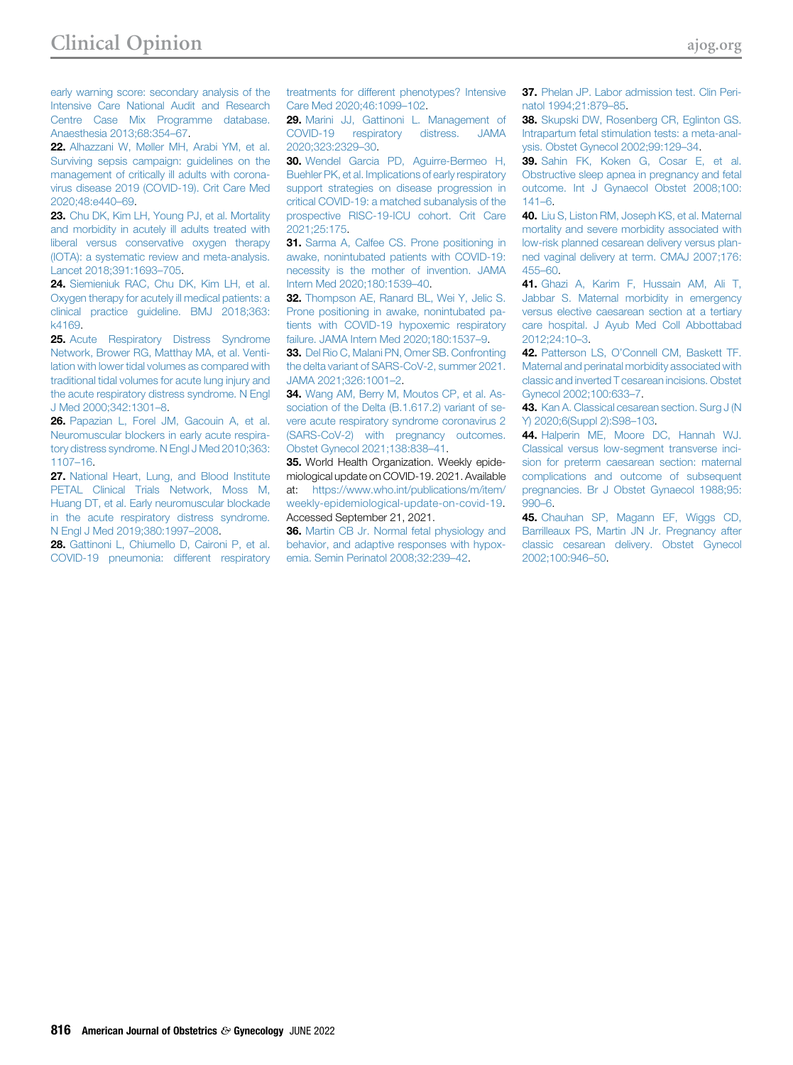early warning score: secondary analysis of the Intensive Care National Audit and Research Centre Case Mix Programme database. Anaesthesia 2013;68:354–67.

**22.** Alhazzani W, Møller MH, Arabi YM, et al. Surviving sepsis campaign: guidelines on the management of critically ill adults with coronavirus disease 2019 (COVID-19). Crit Care Med 2020;48:e440–69.

**23.** Chu DK, Kim LH, Young PJ, et al. Mortality and morbidity in acutely ill adults treated with liberal versus conservative oxygen therapy (IOTA): a systematic review and meta-analysis. Lancet 2018;391:1693–705.

**24.** Siemieniuk RAC, Chu DK, Kim LH, et al. Oxygen therapy for acutely ill medical patients: a clinical practice guideline. BMJ 2018;363:k4169.

**25.** Acute Respiratory Distress Syndrome Network, Brower RG, Matthay MA, et al. Ventilation with lower tidal volumes as compared with traditional tidal volumes for acute lung injury and the acute respiratory distress syndrome. N Engl J Med 2000;342:1301–8.

**26.** Papazian L, Forel JM, Gacouin A, et al. Neuromuscular blockers in early acute respiratory distress syndrome. N Engl J Med 2010;363:1107–16.

**27.** National Heart, Lung, and Blood Institute PETAL Clinical Trials Network, Moss M, Huang DT, et al. Early neuromuscular blockade in the acute respiratory distress syndrome. N Engl J Med 2019;380:1997–2008.

**28.** Gattinoni L, Chiumello D, Caironi P, et al. COVID-19 pneumonia: different respiratory treatments for different phenotypes? Intensive Care Med 2020;46:1099–102.

**29.** Marini JJ, Gattinoni L. Management of COVID-19 respiratory distress. JAMA 2020;323:2329–30.

**30.** Wendel Garcia PD, Aguirre-Bermeo H, Buehler PK, et al. Implications of early respiratory support strategies on disease progression in critical COVID-19: a matched subanalysis of the prospective RISC-19-ICU cohort. Crit Care 2021;25:175.

**31.** Sarma A, Calfee CS. Prone positioning in awake, nonintubated patients with COVID-19: necessity is the mother of invention. JAMA Intern Med 2020;180:1539–40.

**32.** Thompson AE, Ranard BL, Wei Y, Jelic S. Prone positioning in awake, nonintubated patients with COVID-19 hypoxemic respiratory failure. JAMA Intern Med 2020;180:1537–9.

**33.** Del Rio C, Malani PN, Omer SB. Confronting the delta variant of SARS-CoV-2, summer 2021. JAMA 2021;326:1001–2.

**34.** Wang AM, Berry M, Moutos CP, et al. Association of the Delta (B.1.617.2) variant of severe acute respiratory syndrome coronavirus 2 (SARS-CoV-2) with pregnancy outcomes. Obstet Gynecol 2021;138:838–41.

**35.** World Health Organization. Weekly epidemiological update on COVID-19. 2021. Available at: https://www.who.int/publications/m/item/weekly-epidemiological-update-on-covid-19. Accessed September 21, 2021.

**36.** Martin CB Jr. Normal fetal physiology and behavior, and adaptive responses with hypoxemia. Semin Perinatol 2008;32:239–42.

**37.** Phelan JP. Labor admission test. Clin Perinatol 1994;21:879–85.

**38.** Skupski DW, Rosenberg CR, Eglinton GS. Intrapartum fetal stimulation tests: a meta-analysis. Obstet Gynecol 2002;99:129–34.

**39.** Sahin FK, Koken G, Cosar E, et al. Obstructive sleep apnea in pregnancy and fetal outcome. Int J Gynaecol Obstet 2008;100:141–6.

**40.** Liu S, Liston RM, Joseph KS, et al. Maternal mortality and severe morbidity associated with low-risk planned cesarean delivery versus planned vaginal delivery at term. CMAJ 2007;176:455–60.

**41.** Ghazi A, Karim F, Hussain AM, Ali T, Jabbar S. Maternal morbidity in emergency versus elective caesarean section at a tertiary care hospital. J Ayub Med Coll Abbottabad 2012;24:10–3.

**42.** Patterson LS, O'Connell CM, Baskett TF. Maternal and perinatal morbidity associated with classic and inverted T cesarean incisions. Obstet Gynecol 2002;100:633–7.

**43.** Kan A. Classical cesarean section. Surg J (N Y) 2020;6(Suppl 2):S98–103.

**44.** Halperin ME, Moore DC, Hannah WJ. Classical versus low-segment transverse incision for preterm caesarean section: maternal complications and outcome of subsequent pregnancies. Br J Obstet Gynaecol 1988;95:990–6.

**45.** Chauhan SP, Magann EF, Wiggs CD, Barrilleaux PS, Martin JN Jr. Pregnancy after classic cesarean delivery. Obstet Gynecol 2002;100:946–50.